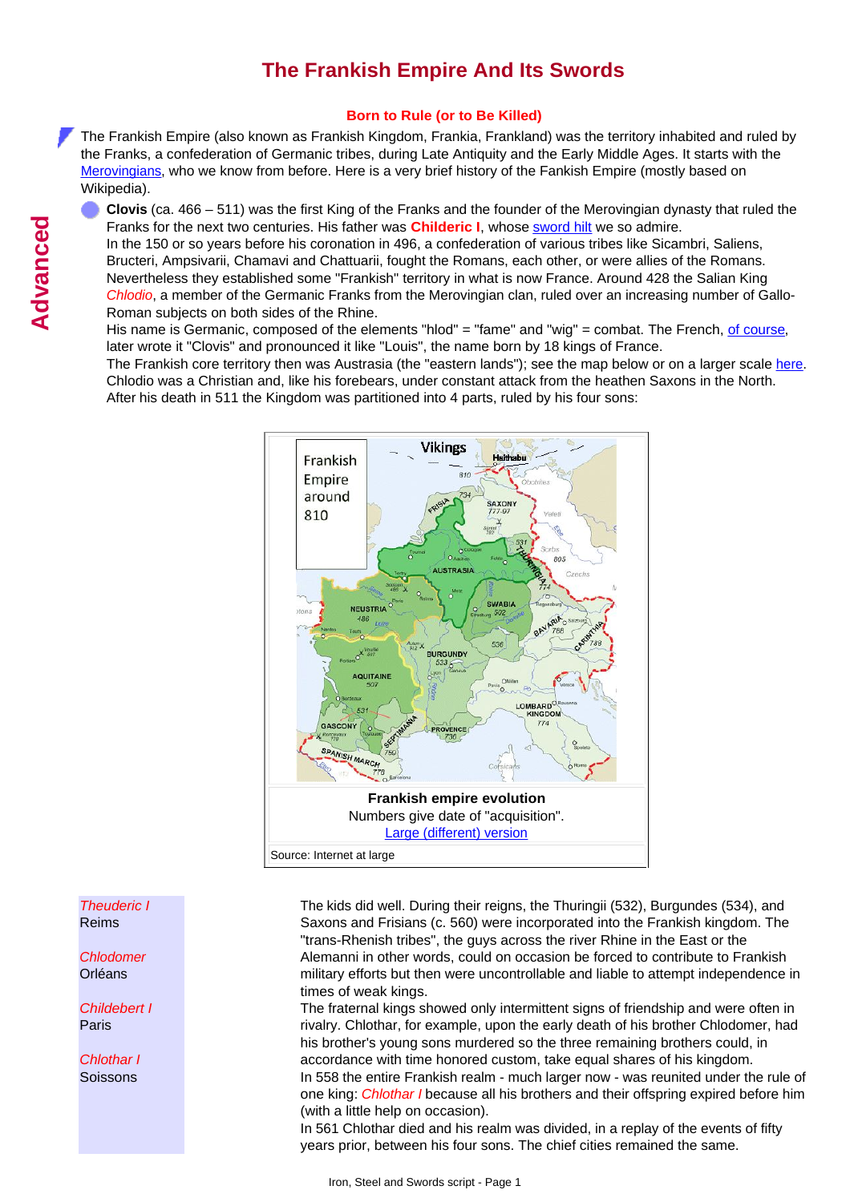# The Frankish Empire And Its Swords

### Born to Rule (or to Be Killed)

The Frankish Empire (also known as Frankish Kingdom, Frankia, Frankland) was the territory inhabited and ruled by the Franks, a confederation of Germanic tribes, during Late Antiquity and the Early Middle Ages. It starts with the Merovingians, who we know from before. Here is a very brief history of the Fankish Empire (mostly based on Wikipedia).

- **Clovis** (ca. 466 – 511) was the first King of the Franks and the founder of the Merovingian dynasty that ruled the Franks for the next two centuries. His father was **Childeric I**, whose sword hilt we so admire.
  In the 150 or so years before his coronation in 496, a confederation of various tribes like Sicambri, Saliens, Bructeri, Ampsivarii, Chamavi and Chattuarii, fought the Romans, each other, or were allies of the Romans. Nevertheless they established some "Frankish" territory in what is now France. Around 428 the Salian King *Chlodio*, a member of the Germanic Franks from the Merovingian clan, ruled over an increasing number of Gallo-Roman subjects on both sides of the Rhine.
  His name is Germanic, composed of the elements "hlod" = "fame" and "wig" = combat. The French, of course, later wrote it "Clovis" and pronounced it like "Louis", the name born by 18 kings of France.
  The Frankish core territory then was Austrasia (the "eastern lands"); see the map below or on a larger scale here.
  Chlodio was a Christian and, like his forebears, under constant attack from the heathen Saxons in the North.
  After his death in 511 the Kingdom was partitioned into 4 parts, ruled by his four sons:

**Frankish empire evolution**
Numbers give date of "acquisition".
Large (different) version

Source: Internet at large

*Theuderic I*
Reims

*Chlodomer*
Orléans

*Childebert I*
Paris

*Chlothar I*
Soissons

The kids did well. During their reigns, the Thuringii (532), Burgundes (534), and Saxons and Frisians (c. 560) were incorporated into the Frankish kingdom. The "trans-Rhenish tribes", the guys across the river Rhine in the East or the Alemanni in other words, could on occasion be forced to contribute to Frankish military efforts but then were uncontrollable and liable to attempt independence in times of weak kings.
The fraternal kings showed only intermittent signs of friendship and were often in rivalry. Chlothar, for example, upon the early death of his brother Chlodomer, had his brother's young sons murdered so the three remaining brothers could, in accordance with time honored custom, take equal shares of his kingdom.
In 558 the entire Frankish realm - much larger now - was reunited under the rule of one king: *Chlothar I* because all his brothers and their offspring expired before him (with a little help on occasion).
In 561 Chlothar died and his realm was divided, in a replay of the events of fifty years prior, between his four sons. The chief cities remained the same.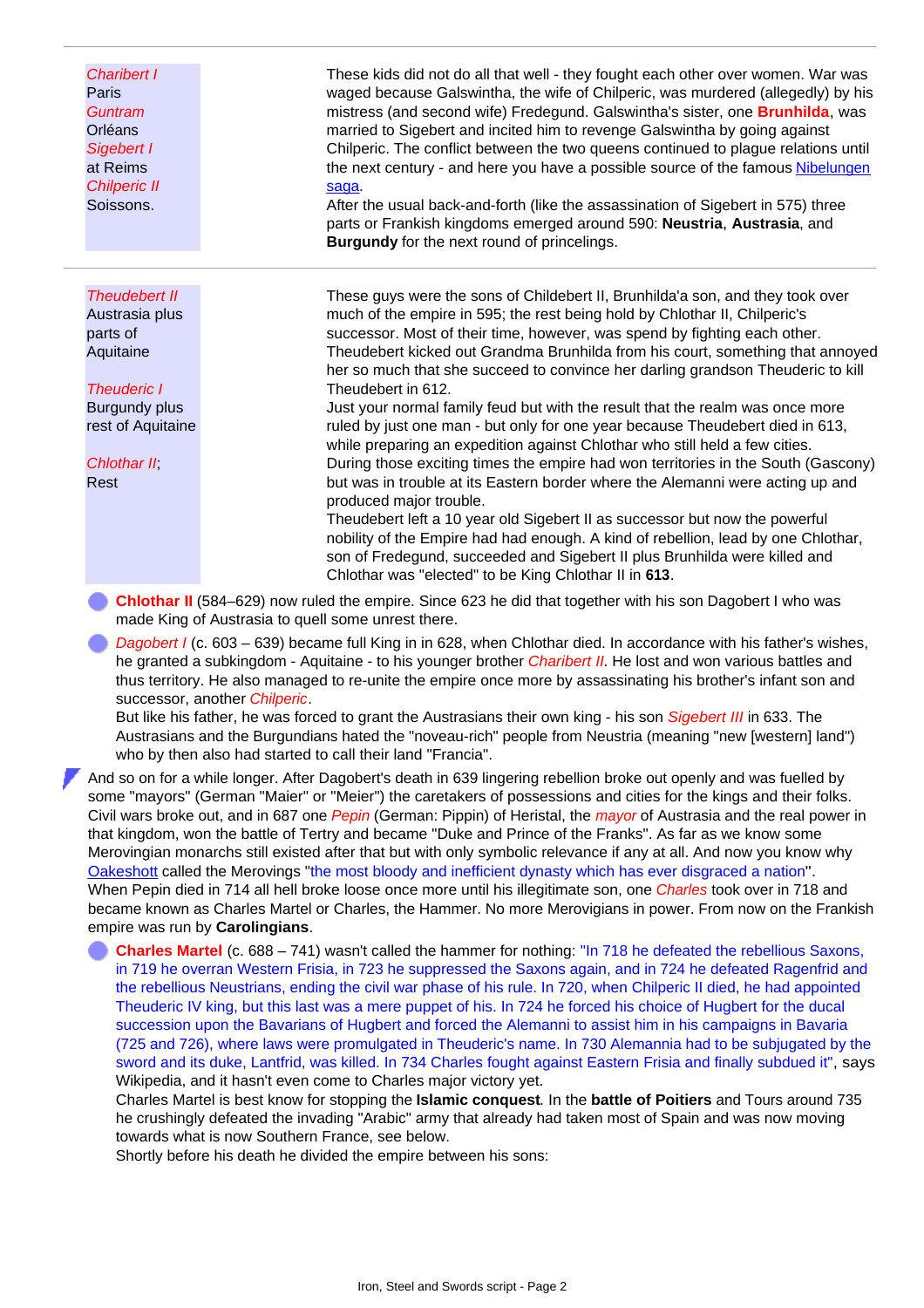| | |
|---|---|
| *Charibert I* Paris *Guntram* Orléans *Sigebert I* at Reims *Chilperic II* Soissons. | These kids did not do all that well - they fought each other over women. War was waged because Galswintha, the wife of Chilperic, was murdered (allegedly) by his mistress (and second wife) Fredegund. Galswintha's sister, one **Brunhilda**, was married to Sigebert and incited him to revenge Galswintha by going against Chilperic. The conflict between the two queens continued to plague relations until the next century - and here you have a possible source of the famous [Nibelungen saga](). After the usual back-and-forth (like the assassination of Sigebert in 575) three parts or Frankish kingdoms emerged around 590: **Neustria**, **Austrasia**, and **Burgundy** for the next round of princelings. |
| *Theudebert II* Austrasia plus parts of Aquitaine *Theuderic I* Burgundy plus rest of Aquitaine *Chlothar II*; Rest | These guys were the sons of Childebert II, Brunhilda'a son, and they took over much of the empire in 595; the rest being hold by Chlothar II, Chilperic's successor. Most of their time, however, was spend by fighting each other. Theudebert kicked out Grandma Brunhilda from his court, something that annoyed her so much that she succeed to convince her darling grandson Theuderic to kill Theudebert in 612. Just your normal family feud but with the result that the realm was once more ruled by just one man - but only for one year because Theudebert died in 613, while preparing an expedition against Chlothar who still held a few cities. During those exciting times the empire had won territories in the South (Gascony) but was in trouble at its Eastern border where the Alemanni were acting up and produced major trouble. Theudebert left a 10 year old Sigebert II as successor but now the powerful nobility of the Empire had had enough. A kind of rebellion, lead by one Chlothar, son of Fredegund, succeeded and Sigebert II plus Brunhilda were killed and Chlothar was "elected" to be King Chlothar II in **613**. |

- **Chlothar II** (584–629) now ruled the empire. Since 623 he did that together with his son Dagobert I who was made King of Austrasia to quell some unrest there.
- *Dagobert I* (c. 603 – 639) became full King in in 628, when Chlothar died. In accordance with his father's wishes, he granted a subkingdom - Aquitaine - to his younger brother *Charibert II*. He lost and won various battles and thus territory. He also managed to re-unite the empire once more by assassinating his brother's infant son and successor, another *Chilperic*.
  But like his father, he was forced to grant the Austrasians their own king - his son *Sigebert III* in 633. The Austrasians and the Burgundians hated the "noveau-rich" people from Neustria (meaning "new [western] land") who by then also had started to call their land "Francia".

And so on for a while longer. After Dagobert's death in 639 lingering rebellion broke out openly and was fuelled by some "mayors" (German "Maier" or "Meier") the caretakers of possessions and cities for the kings and their folks. Civil wars broke out, and in 687 one *Pepin* (German: Pippin) of Heristal, the *mayor* of Austrasia and the real power in that kingdom, won the battle of Tertry and became "Duke and Prince of the Franks". As far as we know some Merovingian monarchs still existed after that but with only symbolic relevance if any at all. And now you know why [Oakeshott]() called the Merovings "the most bloody and inefficient dynasty which has ever disgraced a nation". When Pepin died in 714 all hell broke loose once more until his illegitimate son, one *Charles* took over in 718 and became known as Charles Martel or Charles, the Hammer. No more Merovigians in power. From now on the Frankish empire was run by **Carolingians**.

- **Charles Martel** (c. 688 – 741) wasn't called the hammer for nothing: "In 718 he defeated the rebellious Saxons, in 719 he overran Western Frisia, in 723 he suppressed the Saxons again, and in 724 he defeated Ragenfrid and the rebellious Neustrians, ending the civil war phase of his rule. In 720, when Chilperic II died, he had appointed Theuderic IV king, but this last was a mere puppet of his. In 724 he forced his choice of Hugbert for the ducal succession upon the Bavarians of Hugbert and forced the Alemanni to assist him in his campaigns in Bavaria (725 and 726), where laws were promulgated in Theuderic's name. In 730 Alemannia had to be subjugated by the sword and its duke, Lantfrid, was killed. In 734 Charles fought against Eastern Frisia and finally subdued it", says Wikipedia, and it hasn't even come to Charles major victory yet.
  Charles Martel is best know for stopping the **Islamic conquest**. In the **battle of Poitiers** and Tours around 735 he crushingly defeated the invading "Arabic" army that already had taken most of Spain and was now moving towards what is now Southern France, see below.
  Shortly before his death he divided the empire between his sons: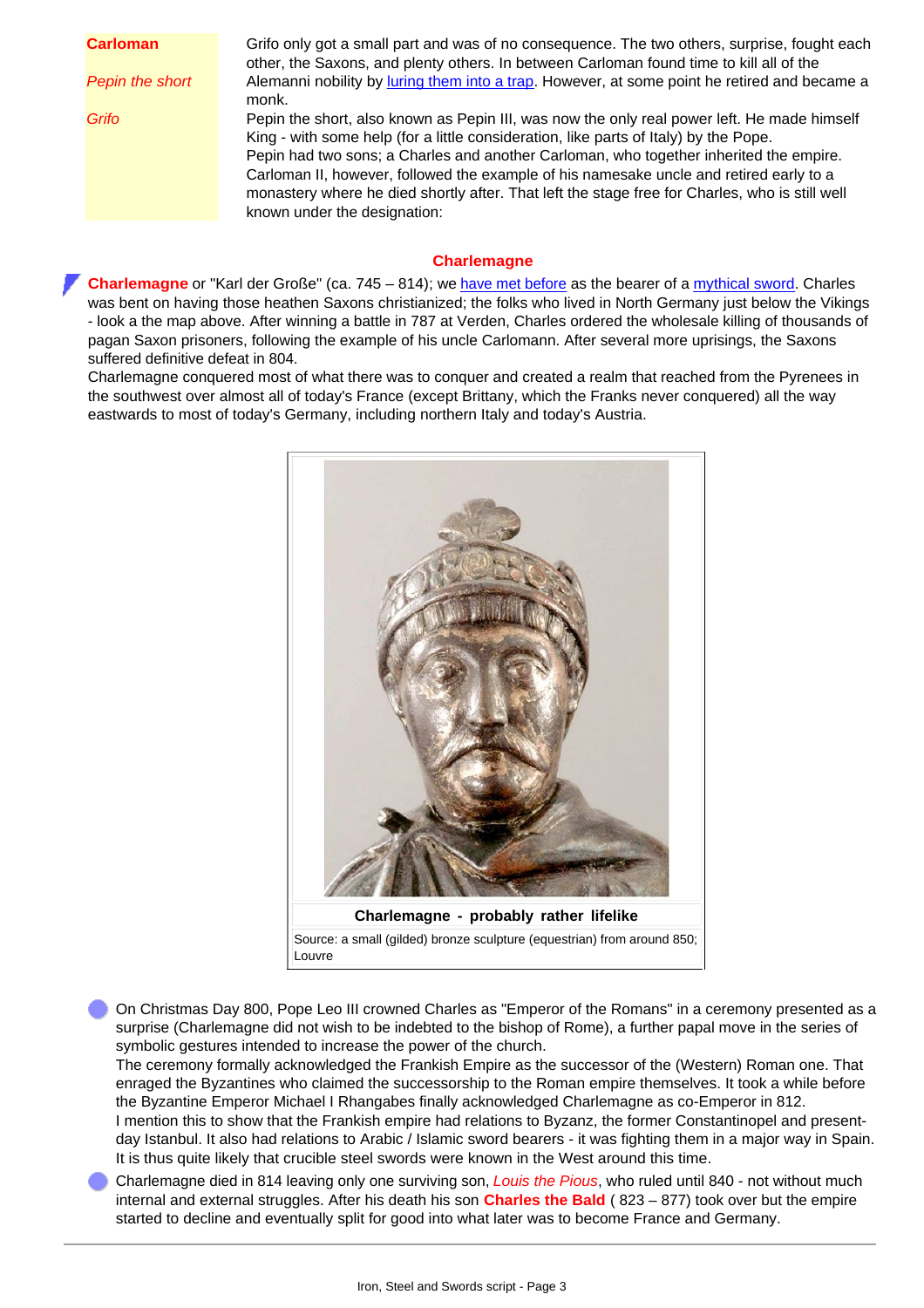| | |
|---|---|
| **Carloman** | Grifo only got a small part and was of no consequence. The two others, surprise, fought each other, the Saxons, and plenty others. In between Carloman found time to kill all of the Alemanni nobility by luring them into a trap. However, at some point he retired and became a monk. |
| *Pepin the short* | |
| *Grifo* | Pepin the short, also known as Pepin III, was now the only real power left. He made himself King - with some help (for a little consideration, like parts of Italy) by the Pope. Pepin had two sons; a Charles and another Carloman, who together inherited the empire. Carloman II, however, followed the example of his namesake uncle and retired early to a monastery where he died shortly after. That left the stage free for Charles, who is still well known under the designation: |

### Charlemagne

**Charlemagne** or "Karl der Große" (ca. 745 – 814); we have met before as the bearer of a mythical sword. Charles was bent on having those heathen Saxons christianized; the folks who lived in North Germany just below the Vikings - look a the map above. After winning a battle in 787 at Verden, Charles ordered the wholesale killing of thousands of pagan Saxon prisoners, following the example of his uncle Carlomann. After several more uprisings, the Saxons suffered definitive defeat in 804.
Charlemagne conquered most of what there was to conquer and created a realm that reached from the Pyrenees in the southwest over almost all of today's France (except Brittany, which the Franks never conquered) all the way eastwards to most of today's Germany, including northern Italy and today's Austria.

**Charlemagne - probably rather lifelike**

Source: a small (gilded) bronze sculpture (equestrian) from around 850; Louvre

- On Christmas Day 800, Pope Leo III crowned Charles as "Emperor of the Romans" in a ceremony presented as a surprise (Charlemagne did not wish to be indebted to the bishop of Rome), a further papal move in the series of symbolic gestures intended to increase the power of the church.
  The ceremony formally acknowledged the Frankish Empire as the successor of the (Western) Roman one. That enraged the Byzantines who claimed the successorship to the Roman empire themselves. It took a while before the Byzantine Emperor Michael I Rhangabes finally acknowledged Charlemagne as co-Emperor in 812.
  I mention this to show that the Frankish empire had relations to Byzanz, the former Constantinopel and present-day Istanbul. It also had relations to Arabic / Islamic sword bearers - it was fighting them in a major way in Spain. It is thus quite likely that crucible steel swords were known in the West around this time.
- Charlemagne died in 814 leaving only one surviving son, *Louis the Pious*, who ruled until 840 - not without much internal and external struggles. After his death his son **Charles the Bald** ( 823 – 877) took over but the empire started to decline and eventually split for good into what later was to become France and Germany.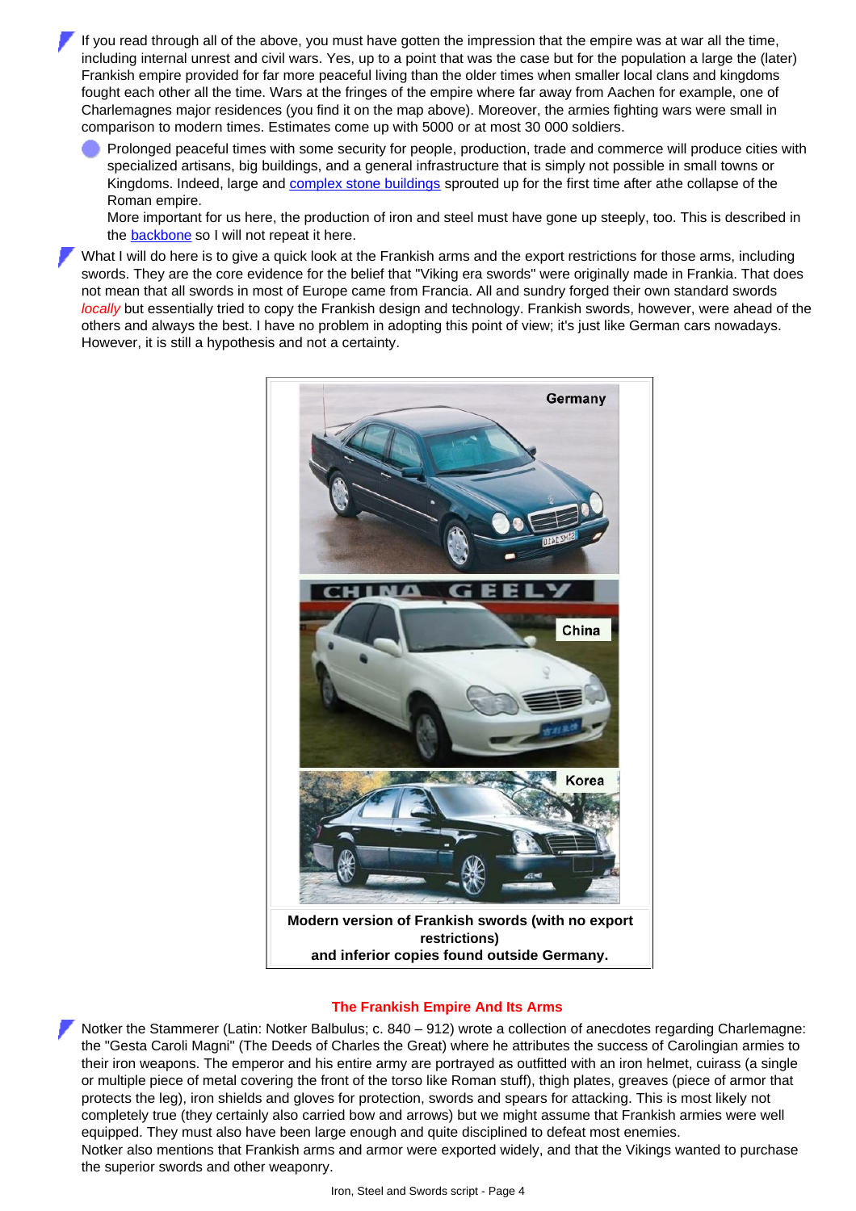- If you read through all of the above, you must have gotten the impression that the empire was at war all the time, including internal unrest and civil wars. Yes, up to a point that was the case but for the population a large the (later) Frankish empire provided for far more peaceful living than the older times when smaller local clans and kingdoms fought each other all the time. Wars at the fringes of the empire where far away from Aachen for example, one of Charlemagnes major residences (you find it on the map above). Moreover, the armies fighting wars were small in comparison to modern times. Estimates come up with 5000 or at most 30 000 soldiers.
  - Prolonged peaceful times with some security for people, production, trade and commerce will produce cities with specialized artisans, big buildings, and a general infrastructure that is simply not possible in small towns or Kingdoms. Indeed, large and complex stone buildings sprouted up for the first time after athe collapse of the Roman empire.
    More important for us here, the production of iron and steel must have gone up steeply, too. This is described in the backbone so I will not repeat it here.
- What I will do here is to give a quick look at the Frankish arms and the export restrictions for those arms, including swords. They are the core evidence for the belief that "Viking era swords" were originally made in Frankia. That does not mean that all swords in most of Europe came from Francia. All and sundry forged their own standard swords *locally* but essentially tried to copy the Frankish design and technology. Frankish swords, however, were ahead of the others and always the best. I have no problem in adopting this point of view; it's just like German cars nowadays. However, it is still a hypothesis and not a certainty.

Germany

China

Korea

**Modern version of Frankish swords (with no export restrictions) and inferior copies found outside Germany.**

## The Frankish Empire And Its Arms

- Notker the Stammerer (Latin: Notker Balbulus; c. 840 – 912) wrote a collection of anecdotes regarding Charlemagne: the "Gesta Caroli Magni" (The Deeds of Charles the Great) where he attributes the success of Carolingian armies to their iron weapons. The emperor and his entire army are portrayed as outfitted with an iron helmet, cuirass (a single or multiple piece of metal covering the front of the torso like Roman stuff), thigh plates, greaves (piece of armor that protects the leg), iron shields and gloves for protection, swords and spears for attacking. This is most likely not completely true (they certainly also carried bow and arrows) but we might assume that Frankish armies were well equipped. They must also have been large enough and quite disciplined to defeat most enemies.
  Notker also mentions that Frankish arms and armor were exported widely, and that the Vikings wanted to purchase the superior swords and other weaponry.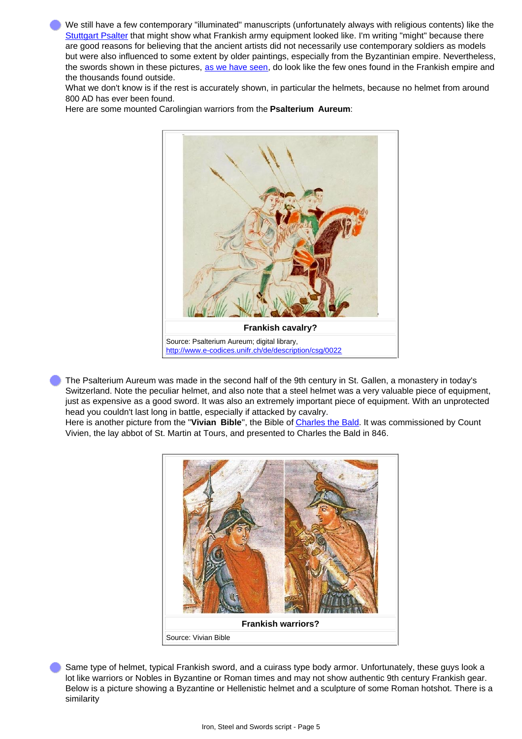- We still have a few contemporary "illuminated" manuscripts (unfortunately always with religious contents) like the [Stuttgart Psalter](#) that might show what Frankish army equipment looked like. I'm writing "might" because there are good reasons for believing that the ancient artists did not necessarily use contemporary soldiers as models but were also influenced to some extent by older paintings, especially from the Byzantinian empire. Nevertheless, the swords shown in these pictures, [as we have seen](#), do look like the few ones found in the Frankish empire and the thousands found outside.
  What we don't know is if the rest is accurately shown, in particular the helmets, because no helmet from around 800 AD has ever been found.
  Here are some mounted Carolingian warriors from the **Psalterium Aureum**:

**Frankish cavalry?**

Source: Psalterium Aureum; digital library, http://www.e-codices.unifr.ch/de/description/csg/0022

- The Psalterium Aureum was made in the second half of the 9th century in St. Gallen, a monastery in today's Switzerland. Note the peculiar helmet, and also note that a steel helmet was a very valuable piece of equipment, just as expensive as a good sword. It was also an extremely important piece of equipment. With an unprotected head you couldn't last long in battle, especially if attacked by cavalry.
  Here is another picture from the "**Vivian Bible**", the Bible of [Charles the Bald](#). It was commissioned by Count Vivien, the lay abbot of St. Martin at Tours, and presented to Charles the Bald in 846.

**Frankish warriors?**

Source: Vivian Bible

- Same type of helmet, typical Frankish sword, and a cuirass type body armor. Unfortunately, these guys look a lot like warriors or Nobles in Byzantine or Roman times and may not show authentic 9th century Frankish gear.
  Below is a picture showing a Byzantine or Hellenistic helmet and a sculpture of some Roman hotshot. There is a similarity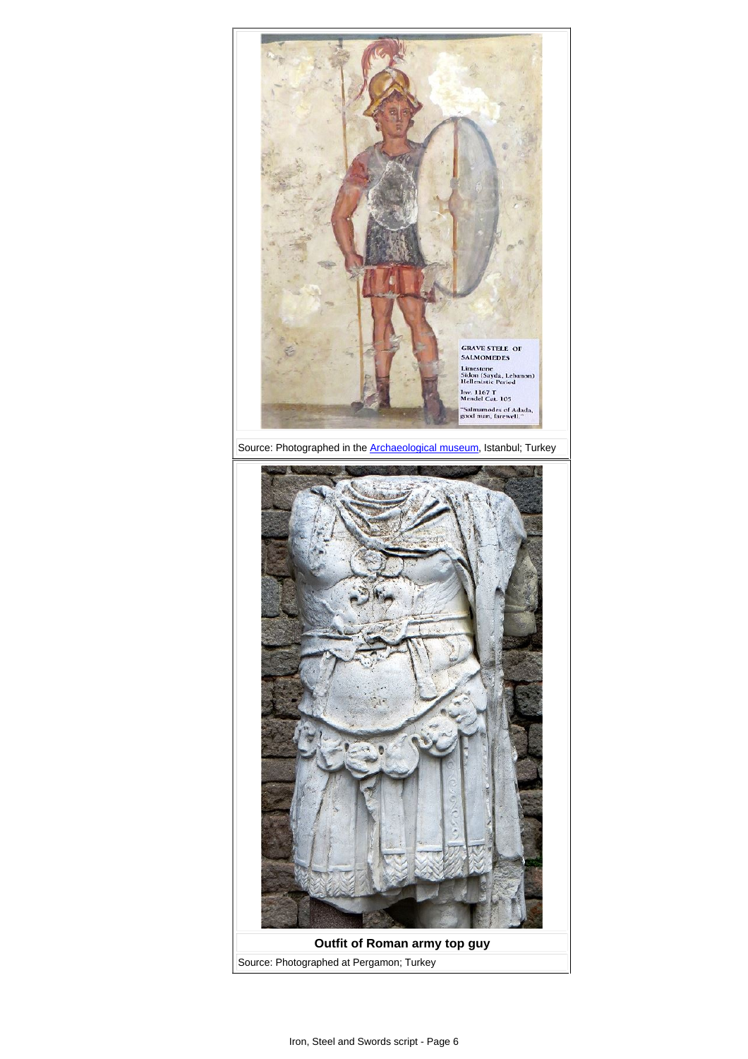Source: Photographed in the [Archaeological museum](), Istanbul; Turkey

**Outfit of Roman army top guy**

Source: Photographed at Pergamon; Turkey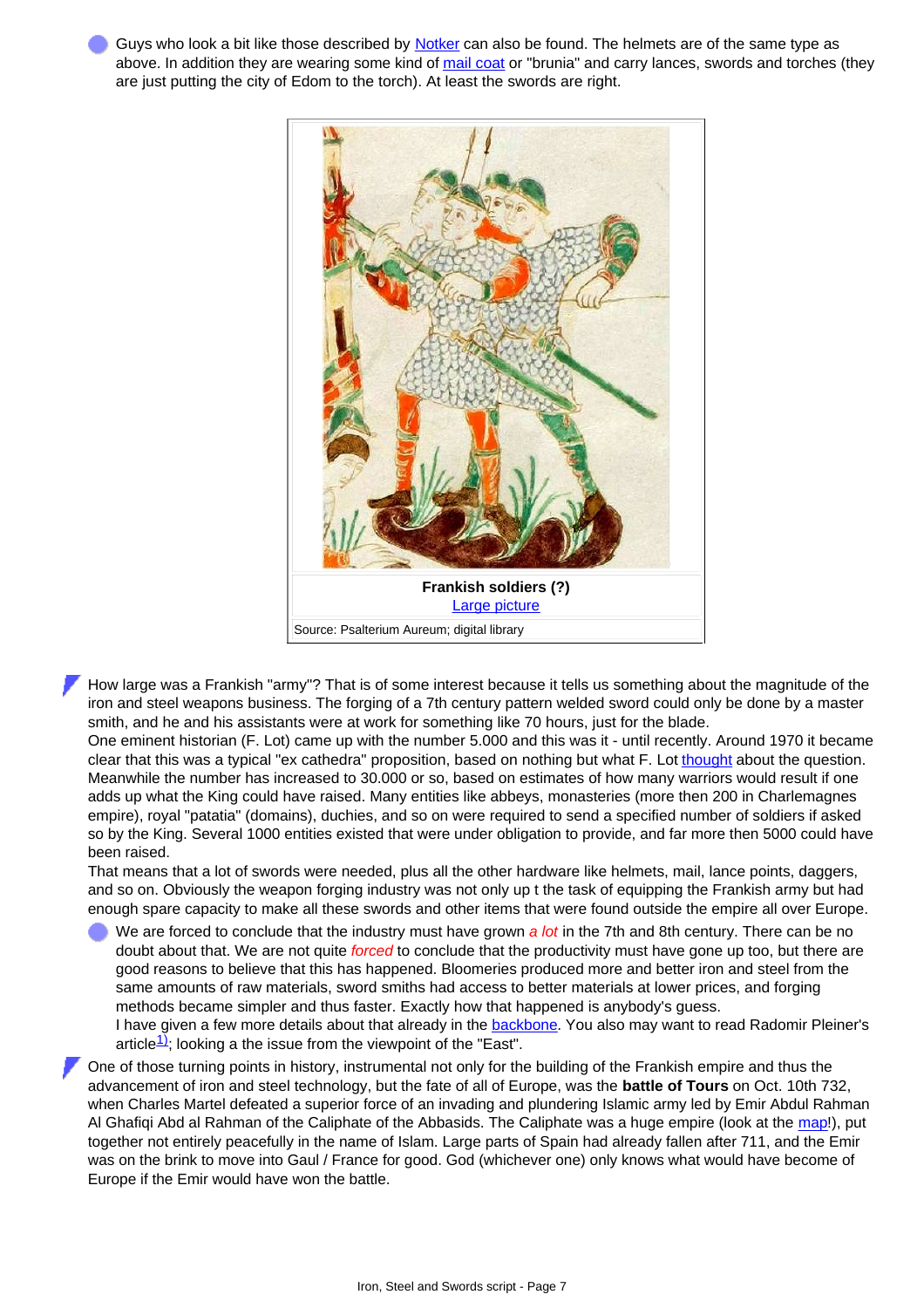- Guys who look a bit like those described by Notker can also be found. The helmets are of the same type as above. In addition they are wearing some kind of mail coat or "brunia" and carry lances, swords and torches (they are just putting the city of Edom to the torch). At least the swords are right.

**Frankish soldiers (?)**
Large picture

Source: Psalterium Aureum; digital library

How large was a Frankish "army"? That is of some interest because it tells us something about the magnitude of the iron and steel weapons business. The forging of a 7th century pattern welded sword could only be done by a master smith, and he and his assistants were at work for something like 70 hours, just for the blade.
One eminent historian (F. Lot) came up with the number 5.000 and this was it - until recently. Around 1970 it became clear that this was a typical "ex cathedra" proposition, based on nothing but what F. Lot thought about the question. Meanwhile the number has increased to 30.000 or so, based on estimates of how many warriors would result if one adds up what the King could have raised. Many entities like abbeys, monasteries (more then 200 in Charlemagnes empire), royal "patatia" (domains), duchies, and so on were required to send a specified number of soldiers if asked so by the King. Several 1000 entities existed that were under obligation to provide, and far more then 5000 could have been raised.
That means that a lot of swords were needed, plus all the other hardware like helmets, mail, lance points, daggers, and so on. Obviously the weapon forging industry was not only up t the task of equipping the Frankish army but had enough spare capacity to make all these swords and other items that were found outside the empire all over Europe.

- We are forced to conclude that the industry must have grown *a lot* in the 7th and 8th century. There can be no doubt about that. We are not quite *forced* to conclude that the productivity must have gone up too, but there are good reasons to believe that this has happened. Bloomeries produced more and better iron and steel from the same amounts of raw materials, sword smiths had access to better materials at lower prices, and forging methods became simpler and thus faster. Exactly how that happened is anybody's guess.
I have given a few more details about that already in the backbone. You also may want to read Radomir Pleiner's article[1]; looking a the issue from the viewpoint of the "East".

One of those turning points in history, instrumental not only for the building of the Frankish empire and thus the advancement of iron and steel technology, but the fate of all of Europe, was the **battle of Tours** on Oct. 10th 732, when Charles Martel defeated a superior force of an invading and plundering Islamic army led by Emir Abdul Rahman Al Ghafiqi Abd al Rahman of the Caliphate of the Abbasids. The Caliphate was a huge empire (look at the map!), put together not entirely peacefully in the name of Islam. Large parts of Spain had already fallen after 711, and the Emir was on the brink to move into Gaul / France for good. God (whichever one) only knows what would have become of Europe if the Emir would have won the battle.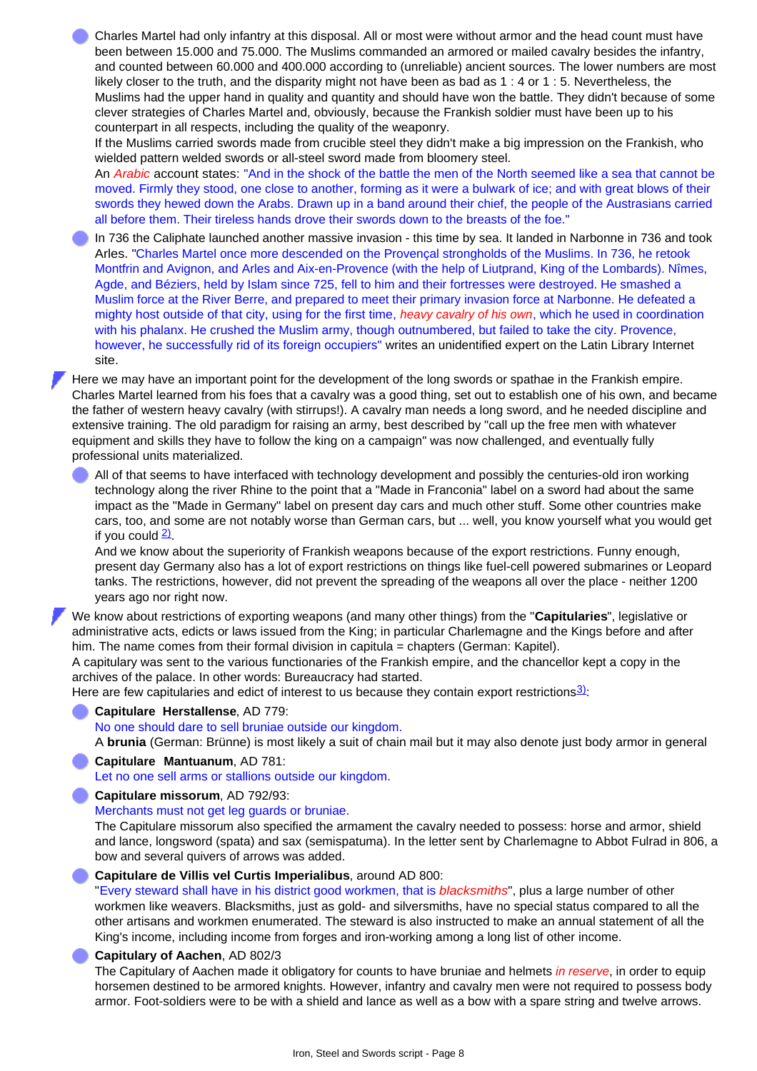- Charles Martel had only infantry at this disposal. All or most were without armor and the head count must have been between 15.000 and 75.000. The Muslims commanded an armored or mailed cavalry besides the infantry, and counted between 60.000 and 400.000 according to (unreliable) ancient sources. The lower numbers are most likely closer to the truth, and the disparity might not have been as bad as 1 : 4 or 1 : 5. Nevertheless, the Muslims had the upper hand in quality and quantity and should have won the battle. They didn't because of some clever strategies of Charles Martel and, obviously, because the Frankish soldier must have been up to his counterpart in all respects, including the quality of the weaponry.
  If the Muslims carried swords made from crucible steel they didn't make a big impression on the Frankish, who wielded pattern welded swords or all-steel sword made from bloomery steel.
  An *Arabic* account states: "And in the shock of the battle the men of the North seemed like a sea that cannot be moved. Firmly they stood, one close to another, forming as it were a bulwark of ice; and with great blows of their swords they hewed down the Arabs. Drawn up in a band around their chief, the people of the Austrasians carried all before them. Their tireless hands drove their swords down to the breasts of the foe."
- In 736 the Caliphate launched another massive invasion - this time by sea. It landed in Narbonne in 736 and took Arles. "Charles Martel once more descended on the Provençal strongholds of the Muslims. In 736, he retook Montfrin and Avignon, and Arles and Aix-en-Provence (with the help of Liutprand, King of the Lombards). Nîmes, Agde, and Béziers, held by Islam since 725, fell to him and their fortresses were destroyed. He smashed a Muslim force at the River Berre, and prepared to meet their primary invasion force at Narbonne. He defeated a mighty host outside of that city, using for the first time, *heavy cavalry of his own*, which he used in coordination with his phalanx. He crushed the Muslim army, though outnumbered, but failed to take the city. Provence, however, he successfully rid of its foreign occupiers" writes an unidentified expert on the Latin Library Internet site.

Here we may have an important point for the development of the long swords or spathae in the Frankish empire. Charles Martel learned from his foes that a cavalry was a good thing, set out to establish one of his own, and became the father of western heavy cavalry (with stirrups!). A cavalry man needs a long sword, and he needed discipline and extensive training. The old paradigm for raising an army, best described by "call up the free men with whatever equipment and skills they have to follow the king on a campaign" was now challenged, and eventually fully professional units materialized.

- All of that seems to have interfaced with technology development and possibly the centuries-old iron working technology along the river Rhine to the point that a "Made in Franconia" label on a sword had about the same impact as the "Made in Germany" label on present day cars and much other stuff. Some other countries make cars, too, and some are not notably worse than German cars, but ... well, you know yourself what you would get if you could [2].
  And we know about the superiority of Frankish weapons because of the export restrictions. Funny enough, present day Germany also has a lot of export restrictions on things like fuel-cell powered submarines or Leopard tanks. The restrictions, however, did not prevent the spreading of the weapons all over the place - neither 1200 years ago nor right now.

We know about restrictions of exporting weapons (and many other things) from the "**Capitularies**", legislative or administrative acts, edicts or laws issued from the King; in particular Charlemagne and the Kings before and after him. The name comes from their formal division in capitula = chapters (German: Kapitel).
A capitulary was sent to the various functionaries of the Frankish empire, and the chancellor kept a copy in the archives of the palace. In other words: Bureaucracy had started.
Here are few capitularies and edict of interest to us because they contain export restrictions[3]:

- **Capitulare Herstallense**, AD 779:
  No one should dare to sell bruniae outside our kingdom.
  A **brunia** (German: Brünne) is most likely a suit of chain mail but it may also denote just body armor in general
- **Capitulare Mantuanum**, AD 781:
  Let no one sell arms or stallions outside our kingdom.
- **Capitulare missorum**, AD 792/93:
  Merchants must not get leg guards or bruniae.
  The Capitulare missorum also specified the armament the cavalry needed to possess: horse and armor, shield and lance, longsword (spata) and sax (semispatuma). In the letter sent by Charlemagne to Abbot Fulrad in 806, a bow and several quivers of arrows was added.
- **Capitulare de Villis vel Curtis Imperialibus**, around AD 800:
  "Every steward shall have in his district good workmen, that is *blacksmiths*", plus a large number of other workmen like weavers. Blacksmiths, just as gold- and silversmiths, have no special status compared to all the other artisans and workmen enumerated. The steward is also instructed to make an annual statement of all the King's income, including income from forges and iron-working among a long list of other income.
- **Capitulary of Aachen**, AD 802/3
  The Capitulary of Aachen made it obligatory for counts to have bruniae and helmets *in reserve*, in order to equip horsemen destined to be armored knights. However, infantry and cavalry men were not required to possess body armor. Foot-soldiers were to be with a shield and lance as well as a bow with a spare string and twelve arrows.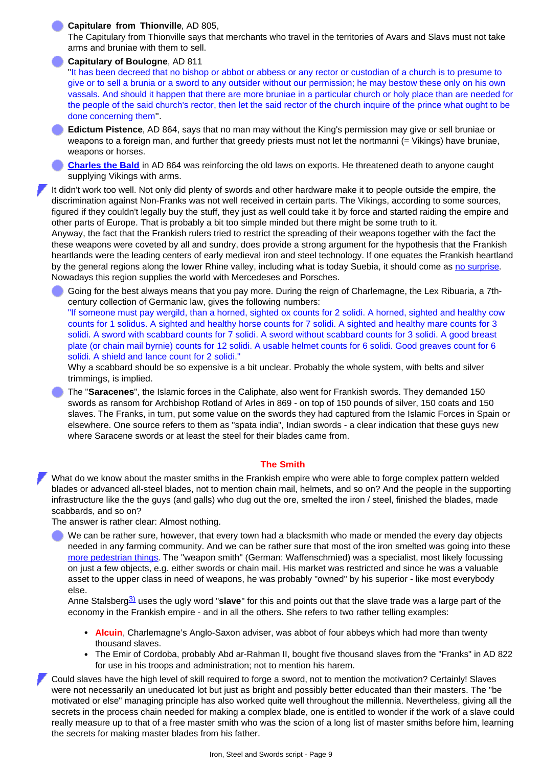- **Capitulare from Thionville**, AD 805,
  The Capitulary from Thionville says that merchants who travel in the territories of Avars and Slavs must not take arms and bruniae with them to sell.
- **Capitulary of Boulogne**, AD 811
  "It has been decreed that no bishop or abbot or abbess or any rector or custodian of a church is to presume to give or to sell a brunia or a sword to any outsider without our permission; he may bestow these only on his own vassals. And should it happen that there are more bruniae in a particular church or holy place than are needed for the people of the said church's rector, then let the said rector of the church inquire of the prince what ought to be done concerning them".
- **Edictum Pistence**, AD 864, says that no man may without the King's permission may give or sell bruniae or weapons to a foreign man, and further that greedy priests must not let the nortmanni (= Vikings) have bruniae, weapons or horses.
- **Charles the Bald** in AD 864 was reinforcing the old laws on exports. He threatened death to anyone caught supplying Vikings with arms.

It didn't work too well. Not only did plenty of swords and other hardware make it to people outside the empire, the discrimination against Non-Franks was not well received in certain parts. The Vikings, according to some sources, figured if they couldn't legally buy the stuff, they just as well could take it by force and started raiding the empire and other parts of Europe. That is probably a bit too simple minded but there might be some truth to it.
Anyway, the fact that the Frankish rulers tried to restrict the spreading of their weapons together with the fact the these weapons were coveted by all and sundry, does provide a strong argument for the hypothesis that the Frankish heartlands were the leading centers of early medieval iron and steel technology. If one equates the Frankish heartland by the general regions along the lower Rhine valley, including what is today Suebia, it should come as no surprise. Nowadays this region supplies the world with Mercedeses and Porsches.

- Going for the best always means that you pay more. During the reign of Charlemagne, the Lex Ribuaria, a 7th-century collection of Germanic law, gives the following numbers:
  "If someone must pay wergild, than a horned, sighted ox counts for 2 solidi. A horned, sighted and healthy cow counts for 1 solidus. A sighted and healthy horse counts for 7 solidi. A sighted and healthy mare counts for 3 solidi. A sword with scabbard counts for 7 solidi. A sword without scabbard counts for 3 solidi. A good breast plate (or chain mail byrnie) counts for 12 solidi. A usable helmet counts for 6 solidi. Good greaves count for 6 solidi. A shield and lance count for 2 solidi."
  Why a scabbard should be so expensive is a bit unclear. Probably the whole system, with belts and silver trimmings, is implied.
- The "**Saracenes**", the Islamic forces in the Caliphate, also went for Frankish swords. They demanded 150 swords as ransom for Archbishop Rotland of Arles in 869 - on top of 150 pounds of silver, 150 coats and 150 slaves. The Franks, in turn, put some value on the swords they had captured from the Islamic Forces in Spain or elsewhere. One source refers to them as "spata india", Indian swords - a clear indication that these guys new where Saracene swords or at least the steel for their blades came from.

## The Smith

What do we know about the master smiths in the Frankish empire who were able to forge complex pattern welded blades or advanced all-steel blades, not to mention chain mail, helmets, and so on? And the people in the supporting infrastructure like the the guys (and galls) who dug out the ore, smelted the iron / steel, finished the blades, made scabbards, and so on?
The answer is rather clear: Almost nothing.

- We can be rather sure, however, that every town had a blacksmith who made or mended the every day objects needed in any farming community. And we can be rather sure that most of the iron smelted was going into these more pedestrian things. The "weapon smith" (German: Waffenschmied) was a specialist, most likely focussing on just a few objects, e.g. either swords or chain mail. His market was restricted and since he was a valuable asset to the upper class in need of weapons, he was probably "owned" by his superior - like most everybody else.
  Anne Stalsberg[3] uses the ugly word "**slave**" for this and points out that the slave trade was a large part of the economy in the Frankish empire - and in all the others. She refers to two rather telling examples:
  - **Alcuin**, Charlemagne's Anglo-Saxon adviser, was abbot of four abbeys which had more than twenty thousand slaves.
  - The Emir of Cordoba, probably Abd ar-Rahman II, bought five thousand slaves from the "Franks" in AD 822 for use in his troops and administration; not to mention his harem.

Could slaves have the high level of skill required to forge a sword, not to mention the motivation? Certainly! Slaves were not necessarily an uneducated lot but just as bright and possibly better educated than their masters. The "be motivated or else" managing principle has also worked quite well throughout the millennia. Nevertheless, giving all the secrets in the process chain needed for making a complex blade, one is entitled to wonder if the work of a slave could really measure up to that of a free master smith who was the scion of a long list of master smiths before him, learning the secrets for making master blades from his father.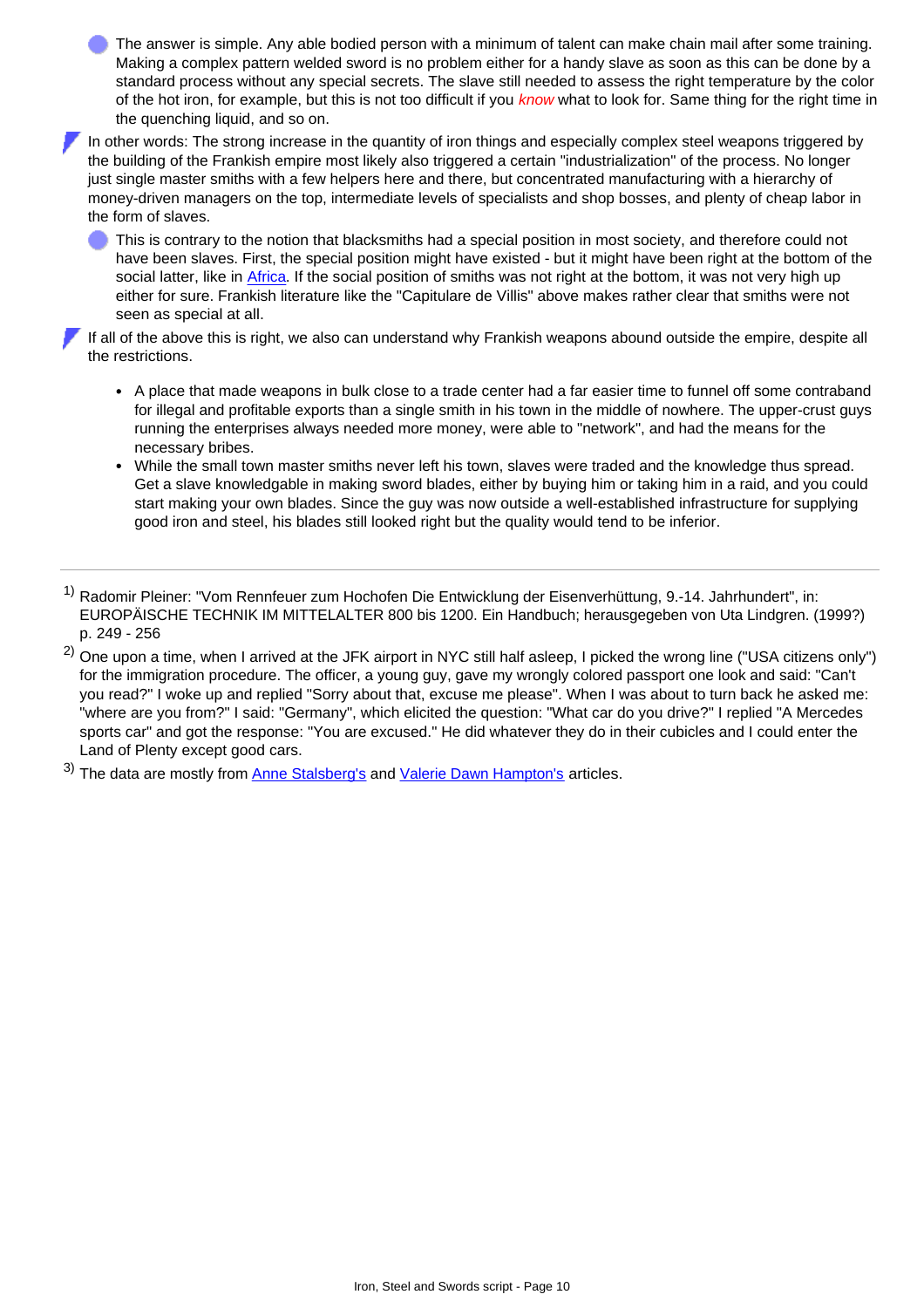- The answer is simple. Any able bodied person with a minimum of talent can make chain mail after some training. Making a complex pattern welded sword is no problem either for a handy slave as soon as this can be done by a standard process without any special secrets. The slave still needed to assess the right temperature by the color of the hot iron, for example, but this is not too difficult if you *know* what to look for. Same thing for the right time in the quenching liquid, and so on.

In other words: The strong increase in the quantity of iron things and especially complex steel weapons triggered by the building of the Frankish empire most likely also triggered a certain "industrialization" of the process. No longer just single master smiths with a few helpers here and there, but concentrated manufacturing with a hierarchy of money-driven managers on the top, intermediate levels of specialists and shop bosses, and plenty of cheap labor in the form of slaves.

- This is contrary to the notion that blacksmiths had a special position in most society, and therefore could not have been slaves. First, the special position might have existed - but it might have been right at the bottom of the social latter, like in Africa. If the social position of smiths was not right at the bottom, it was not very high up either for sure. Frankish literature like the "Capitulare de Villis" above makes rather clear that smiths were not seen as special at all.

If all of the above this is right, we also can understand why Frankish weapons abound outside the empire, despite all the restrictions.

- A place that made weapons in bulk close to a trade center had a far easier time to funnel off some contraband for illegal and profitable exports than a single smith in his town in the middle of nowhere. The upper-crust guys running the enterprises always needed more money, were able to "network", and had the means for the necessary bribes.
- While the small town master smiths never left his town, slaves were traded and the knowledge thus spread. Get a slave knowledgable in making sword blades, either by buying him or taking him in a raid, and you could start making your own blades. Since the guy was now outside a well-established infrastructure for supplying good iron and steel, his blades still looked right but the quality would tend to be inferior.

---

[1] Radomir Pleiner: "Vom Rennfeuer zum Hochofen Die Entwicklung der Eisenverhüttung, 9.-14. Jahrhundert", in: EUROPÄISCHE TECHNIK IM MITTELALTER 800 bis 1200. Ein Handbuch; herausgegeben von Uta Lindgren. (1999?) p. 249 - 256

[2] One upon a time, when I arrived at the JFK airport in NYC still half asleep, I picked the wrong line ("USA citizens only") for the immigration procedure. The officer, a young guy, gave my wrongly colored passport one look and said: "Can't you read?" I woke up and replied "Sorry about that, excuse me please". When I was about to turn back he asked me: "where are you from?" I said: "Germany", which elicited the question: "What car do you drive?" I replied "A Mercedes sports car" and got the response: "You are excused." He did whatever they do in their cubicles and I could enter the Land of Plenty except good cars.

[3] The data are mostly from Anne Stalsberg's and Valerie Dawn Hampton's articles.